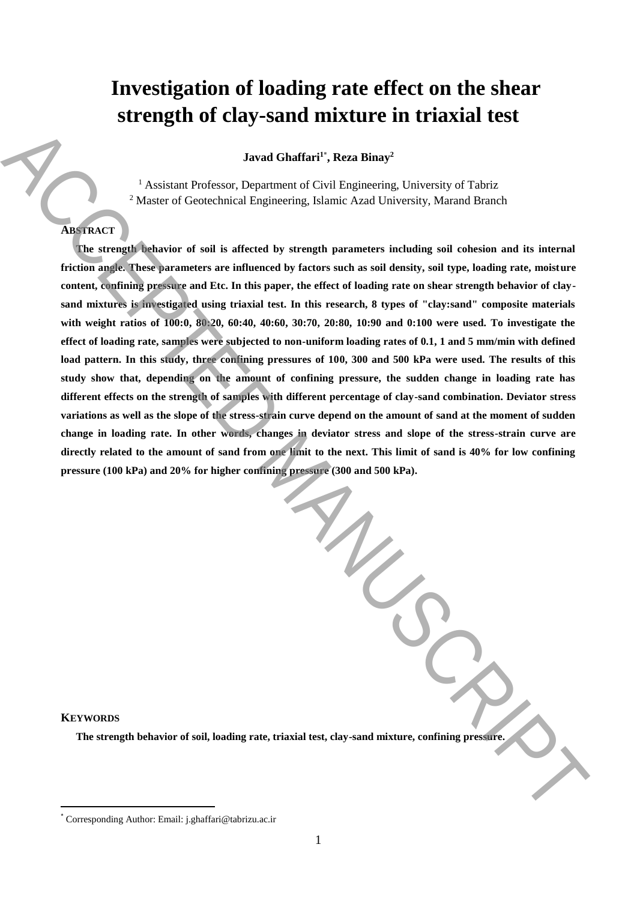# Investigation of loading rate effect on the shear strength of clay-sand mixture in triaxial test

**Javad Ghaffari[1*], Reza Binay[2]**

[1] Assistant Professor, Department of Civil Engineering, University of Tabriz
[2] Master of Geotechnical Engineering, Islamic Azad University, Marand Branch

## ABSTRACT

**The strength behavior of soil is affected by strength parameters including soil cohesion and its internal friction angle. These parameters are influenced by factors such as soil density, soil type, loading rate, moisture content, confining pressure and Etc. In this paper, the effect of loading rate on shear strength behavior of clay-sand mixtures is investigated using triaxial test. In this research, 8 types of "clay:sand" composite materials with weight ratios of 100:0, 80:20, 60:40, 40:60, 30:70, 20:80, 10:90 and 0:100 were used. To investigate the effect of loading rate, samples were subjected to non-uniform loading rates of 0.1, 1 and 5 mm/min with defined load pattern. In this study, three confining pressures of 100, 300 and 500 kPa were used. The results of this study show that, depending on the amount of confining pressure, the sudden change in loading rate has different effects on the strength of samples with different percentage of clay-sand combination. Deviator stress variations as well as the slope of the stress-strain curve depend on the amount of sand at the moment of sudden change in loading rate. In other words, changes in deviator stress and slope of the stress-strain curve are directly related to the amount of sand from one limit to the next. This limit of sand is 40% for low confining pressure (100 kPa) and 20% for higher confining pressure (300 and 500 kPa).**

## KEYWORDS

**The strength behavior of soil, loading rate, triaxial test, clay-sand mixture, confining pressure.**

[*] Corresponding Author: Email: j.ghaffari@tabrizu.ac.ir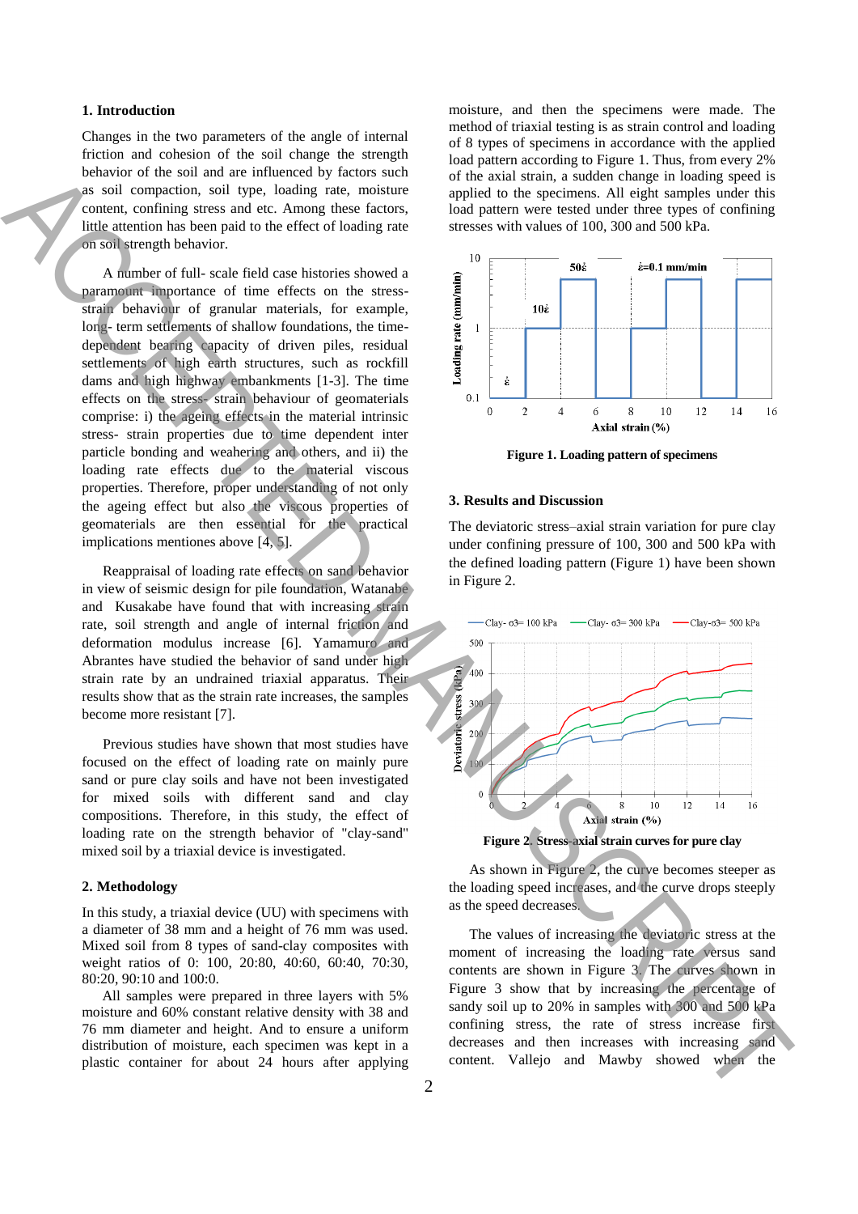## 1. Introduction

Changes in the two parameters of the angle of internal friction and cohesion of the soil change the strength behavior of the soil and are influenced by factors such as soil compaction, soil type, loading rate, moisture content, confining stress and etc. Among these factors, little attention has been paid to the effect of loading rate on soil strength behavior.

A number of full- scale field case histories showed a paramount importance of time effects on the stress-strain behaviour of granular materials, for example, long- term settlements of shallow foundations, the time-dependent bearing capacity of driven piles, residual settlements of high earth structures, such as rockfill dams and high highway embankments [1-3]. The time effects on the stress- strain behaviour of geomaterials comprise: i) the ageing effects in the material intrinsic stress- strain properties due to time dependent inter particle bonding and weahering and others, and ii) the loading rate effects due to the material viscous properties. Therefore, proper understanding of not only the ageing effect but also the viscous properties of geomaterials are then essential for the practical implications mentiones above [4, 5].

Reappraisal of loading rate effects on sand behavior in view of seismic design for pile foundation, Watanabe and Kusakabe have found that with increasing strain rate, soil strength and angle of internal friction and deformation modulus increase [6]. Yamamuro and Abrantes have studied the behavior of sand under high strain rate by an undrained triaxial apparatus. Their results show that as the strain rate increases, the samples become more resistant [7].

Previous studies have shown that most studies have focused on the effect of loading rate on mainly pure sand or pure clay soils and have not been investigated for mixed soils with different sand and clay compositions. Therefore, in this study, the effect of loading rate on the strength behavior of "clay-sand" mixed soil by a triaxial device is investigated.

## 2. Methodology

In this study, a triaxial device (UU) with specimens with a diameter of 38 mm and a height of 76 mm was used. Mixed soil from 8 types of sand-clay composites with weight ratios of 0: 100, 20:80, 40:60, 60:40, 70:30, 80:20, 90:10 and 100:0.

All samples were prepared in three layers with 5% moisture and 60% constant relative density with 38 and 76 mm diameter and height. And to ensure a uniform distribution of moisture, each specimen was kept in a plastic container for about 24 hours after applying moisture, and then the specimens were made. The method of triaxial testing is as strain control and loading of 8 types of specimens in accordance with the applied load pattern according to Figure 1. Thus, from every 2% of the axial strain, a sudden change in loading speed is applied to the specimens. All eight samples under this load pattern were tested under three types of confining stresses with values of 100, 300 and 500 kPa.

**Figure 1. Loading pattern of specimens**

## 3. Results and Discussion

The deviatoric stress–axial strain variation for pure clay under confining pressure of 100, 300 and 500 kPa with the defined loading pattern (Figure 1) have been shown in Figure 2.

**Figure 2. Stress-axial strain curves for pure clay**

As shown in Figure 2, the curve becomes steeper as the loading speed increases, and the curve drops steeply as the speed decreases.

The values of increasing the deviatoric stress at the moment of increasing the loading rate versus sand contents are shown in Figure 3. The curves shown in Figure 3 show that by increasing the percentage of sandy soil up to 20% in samples with 300 and 500 kPa confining stress, the rate of stress increase first decreases and then increases with increasing sand content. Vallejo and Mawby showed when the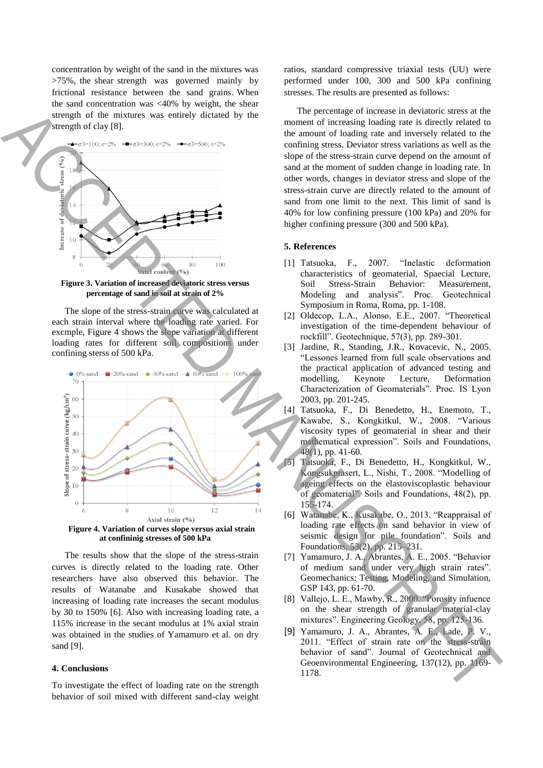concentration by weight of the sand in the mixtures was >75%, the shear strength was governed mainly by frictional resistance between the sand grains. When the sand concentration was <40% by weight, the shear strength of the mixtures was entirely dictated by the strength of clay [8].

$\sigma3$=100; $\varepsilon$=2%   $\sigma3$=300; $\varepsilon$=2%   $\sigma3$=500; $\varepsilon$=2%

Increase of deviatoric stress (%)

20
18
16
14
12
10
8

0 20 40 60 80 100

Sand content (%)

**Figure 3. Variation of increased deviatoric stress versus percentage of sand in soil at strain of 2%**

The slope of the stress-strain curve was calculated at each strain interval where the loading rate varied. For excmple, Figure 4 shows the slope variation at different loading rates for different soil compositions under confining sterss of 500 kPa.

0% sand   20% sand   40% sand   60% sand   100% sand

Slope of stress-strain curve (kg/cm$^2$)

70
60
50
40
30
20
10
0

6 8 10 12 14

Axial strain (%)

**Figure 4. Variation of curves slope versus axial strain at confinining stresses of 500 kPa**

The results show that the slope of the stress-strain curves is directly related to the loading rate. Other researchers have also observed this behavior. The results of Watanabe and Kusakabe showed that increasing of loading rate increases the secant modulus by 30 to 150% [6]. Also with increasing loading rate, a 115% increase in the secant modulus at 1% axial strain was obtained in the studies of Yamamuro et al. on dry sand [9].

## 4. Conclusions

To investigate the effect of loading rate on the strength behavior of soil mixed with different sand-clay weight ratios, standard compressive triaxial tests (UU) were performed under 100, 300 and 500 kPa confining stresses. The results are presented as follows:

The percentage of increase in deviatoric stress at the moment of increasing loading rate is directly related to the amount of loading rate and inversely related to the confining stress. Deviator stress variations as well as the slope of the stress-strain curve depend on the amount of sand at the moment of sudden change in loading rate. In other words, changes in deviator stress and slope of the stress-strain curve are directly related to the amount of sand from one limit to the next. This limit of sand is 40% for low confining pressure (100 kPa) and 20% for higher confining pressure (300 and 500 kPa).

## 5. References

[1] Tatsuoka, F., 2007. "Inelastic deformation characteristics of geomaterial, Spaecial Lecture, Soil Stress-Strain Behavior: Measurement, Modeling and analysis". Proc. Geotechnical Symposium in Roma, Roma, pp. 1-108.

[2] Oldecop, L.A., Alonso, E.E., 2007. "Theoretical investigation of the time-dependent behaviour of rockfill". Geotechnique, 57(3), pp. 289-301.

[3] Jardine, R., Standing, J.R., Kovacevic, N., 2005. "Lessones learned from full scale observations and the practical application of advanced testing and modelling, Keynote Lecture, Deformation Characterization of Geomaterials". Proc. IS Lyon 2003, pp. 201-245.

[4] Tatsuoka, F., Di Benedetto, H., Enemoto, T., Kawabe, S., Kongkitkul, W., 2008. "Various viscosity types of geomaterial in shear and their mathematical expression". Soils and Foundations, 48(1), pp. 41-60.

[5] Tatsuoka, F., Di Benedetto, H., Kongkitkul, W., Kongsukprasert, L., Nishi, T., 2008. "Modelling of ageing effects on the elastoviscoplastic behaviour of geomaterial". Soils and Foundations, 48(2), pp. 155-174.

[6] Watanabe, K., Kusakabe, O., 2013. "Reappraisal of loading rate effects on sand behavior in view of seismic design for pile foundation". Soils and Foundations, 53(2), pp. 215–231.

[7] Yamamuro, J. A., Abrantes, A. E., 2005. "Behavior of medium sand under very high strain rates". Geomechanics: Testing, Modeling, and Simulation, GSP 143, pp. 61-70.

[8] Vallejo, L. E., Mawby, R., 2000. "Porosity infuence on the shear strength of granular material-clay mixtures". Engineering Geology, 58, pp. 125-136.

[9] Yamamuro, J. A., Abrantes, A. E., Lade, P. V., 2011. "Effect of strain rate on the stress-strain behavior of sand". Journal of Geotechnical and Geoenvironmental Engineering, 137(12), pp. 1169-1178.